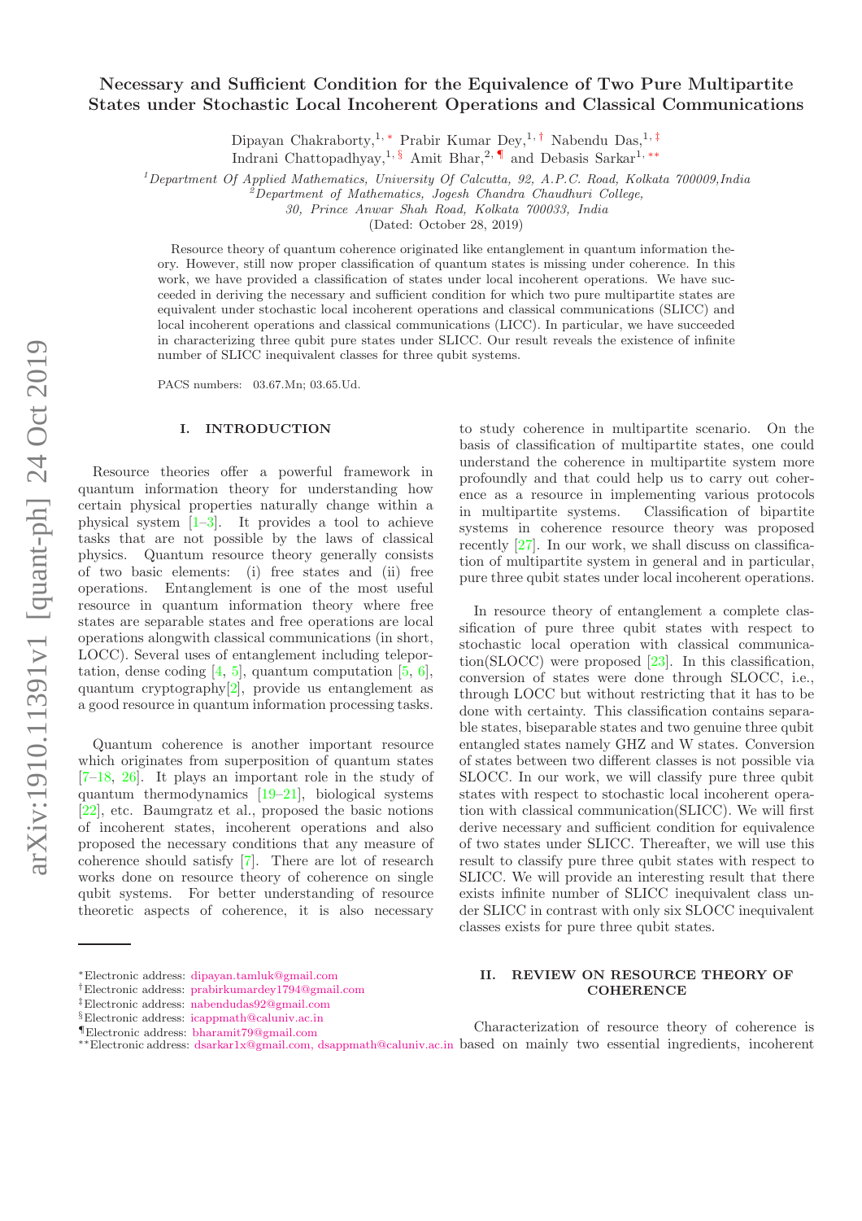# Necessary and Sufficient Condition for the Equivalence of Two Pure Multipartite States under Stochastic Local Incoherent Operations and Classical Communications

Dipayan Chakraborty,[1, *] Prabir Kumar Dey,[1, †] Nabendu Das,[1, ‡]
Indrani Chattopadhyay,[1, §] Amit Bhar,[2, ¶] and Debasis Sarkar[1, **]

[1] Department Of Applied Mathematics, University Of Calcutta, 92, A.P.C. Road, Kolkata 700009,India
[2] Department of Mathematics, Jogesh Chandra Chaudhuri College, 30, Prince Anwar Shah Road, Kolkata 700033, India

(Dated: October 28, 2019)

Resource theory of quantum coherence originated like entanglement in quantum information theory. However, still now proper classification of quantum states is missing under coherence. In this work, we have provided a classification of states under local incoherent operations. We have succeeded in deriving the necessary and sufficient condition for which two pure multipartite states are equivalent under stochastic local incoherent operations and classical communications (SLICC) and local incoherent operations and classical communications (LICC). In particular, we have succeeded in characterizing three qubit pure states under SLICC. Our result reveals the existence of infinite number of SLICC inequivalent classes for three qubit systems.

PACS numbers: 03.67.Mn; 03.65.Ud.

## I. INTRODUCTION

Resource theories offer a powerful framework in quantum information theory for understanding how certain physical properties naturally change within a physical system [1–3]. It provides a tool to achieve tasks that are not possible by the laws of classical physics. Quantum resource theory generally consists of two basic elements: (i) free states and (ii) free operations. Entanglement is one of the most useful resource in quantum information theory where free states are separable states and free operations are local operations alongwith classical communications (in short, LOCC). Several uses of entanglement including teleportation, dense coding [4, 5], quantum computation [5, 6], quantum cryptography[2], provide us entanglement as a good resource in quantum information processing tasks.

Quantum coherence is another important resource which originates from superposition of quantum states [7–18, 26]. It plays an important role in the study of quantum thermodynamics [19–21], biological systems [22], etc. Baumgratz et al., proposed the basic notions of incoherent states, incoherent operations and also proposed the necessary conditions that any measure of coherence should satisfy [7]. There are lot of research works done on resource theory of coherence on single qubit systems. For better understanding of resource theoretic aspects of coherence, it is also necessary to study coherence in multipartite scenario. On the basis of classification of multipartite states, one could understand the coherence in multipartite system more profoundly and that could help us to carry out coherence as a resource in implementing various protocols in multipartite systems. Classification of bipartite systems in coherence resource theory was proposed recently [27]. In our work, we shall discuss on classification of multipartite system in general and in particular, pure three qubit states under local incoherent operations.

In resource theory of entanglement a complete classification of pure three qubit states with respect to stochastic local operation with classical communication(SLOCC) were proposed [23]. In this classification, conversion of states were done through SLOCC, i.e., through LOCC but without restricting that it has to be done with certainty. This classification contains separable states, biseparable states and two genuine three qubit entangled states namely GHZ and W states. Conversion of states between two different classes is not possible via SLOCC. In our work, we will classify pure three qubit states with respect to stochastic local incoherent operation with classical communication(SLICC). We will first derive necessary and sufficient condition for equivalence of two states under SLICC. Thereafter, we will use this result to classify pure three qubit states with respect to SLICC. We will provide an interesting result that there exists infinite number of SLICC inequivalent class under SLICC in contrast with only six SLOCC inequivalent classes exists for pure three qubit states.

## II. REVIEW ON RESOURCE THEORY OF COHERENCE

Characterization of resource theory of coherence is based on mainly two essential ingredients, incoherent

---

* Electronic address: dipayan.tamluk@gmail.com
† Electronic address: prabirkumardey1794@gmail.com
‡ Electronic address: nabendudas92@gmail.com
§ Electronic address: icappmath@caluniv.ac.in
¶ Electronic address: bharamit79@gmail.com
** Electronic address: dsarkar1x@gmail.com, dsappmath@caluniv.ac.in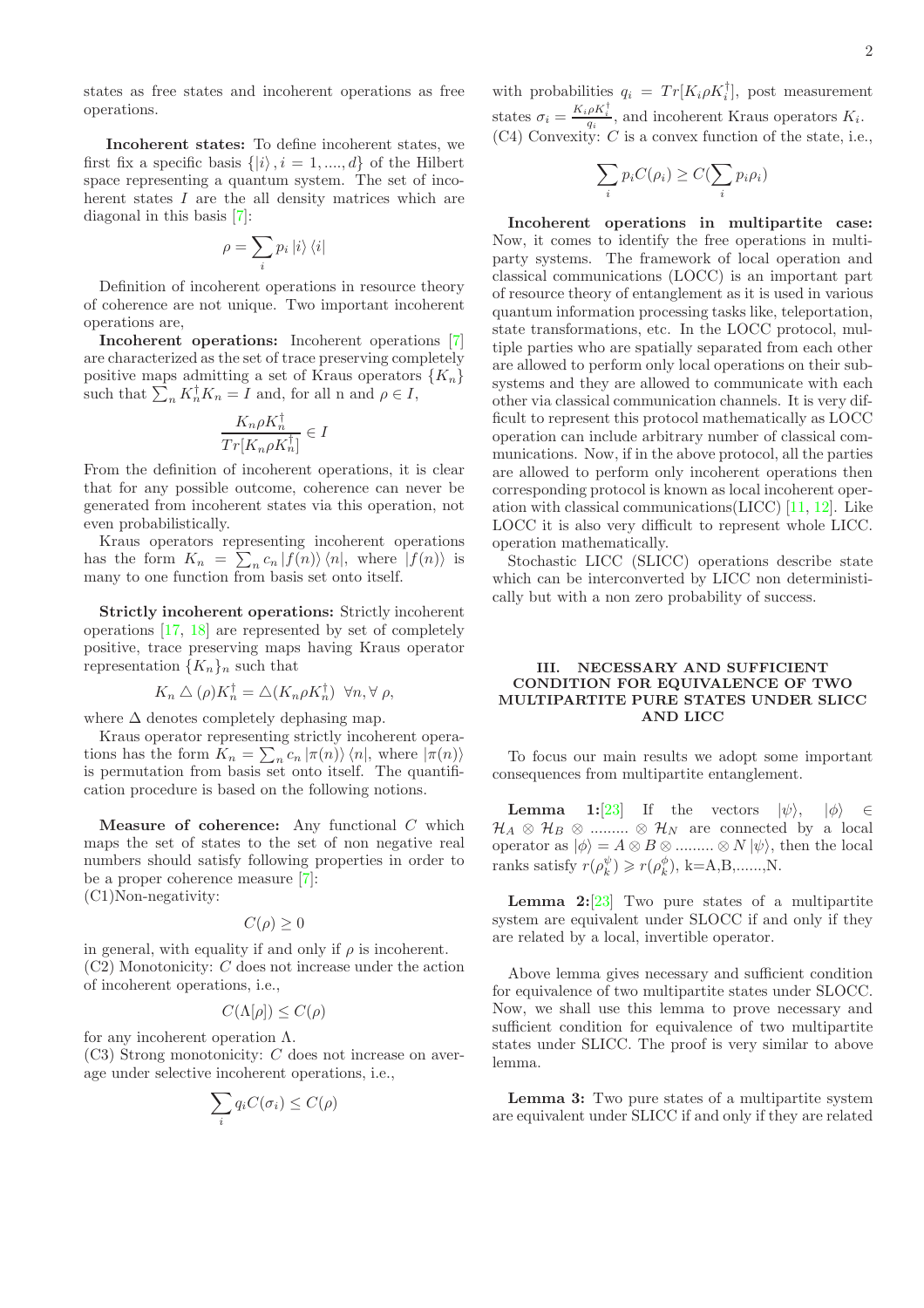states as free states and incoherent operations as free operations.

**Incoherent states:** To define incoherent states, we first fix a specific basis $\{|i\rangle, i = 1, ...., d\}$ of the Hilbert space representing a quantum system. The set of incoherent states $I$ are the all density matrices which are diagonal in this basis [7]:

$$\rho = \sum_i p_i |i\rangle \langle i|$$

Definition of incoherent operations in resource theory of coherence are not unique. Two important incoherent operations are,

**Incoherent operations:** Incoherent operations [7] are characterized as the set of trace preserving completely positive maps admitting a set of Kraus operators $\{K_n\}$ such that $\sum_n K_n^\dagger K_n = I$ and, for all n and $\rho \in I$,

$$\frac{K_n \rho K_n^\dagger}{Tr[K_n \rho K_n^\dagger]} \in I$$

From the definition of incoherent operations, it is clear that for any possible outcome, coherence can never be generated from incoherent states via this operation, not even probabilistically.

Kraus operators representing incoherent operations has the form $K_n = \sum_n c_n |f(n)\rangle \langle n|$, where $|f(n)\rangle$ is many to one function from basis set onto itself.

**Strictly incoherent operations:** Strictly incoherent operations [17, 18] are represented by set of completely positive, trace preserving maps having Kraus operator representation $\{K_n\}_n$ such that

$$K_n \triangle (\rho) K_n^\dagger = \triangle (K_n \rho K_n^\dagger) \;\; \forall n, \forall \; \rho,$$

where $\Delta$ denotes completely dephasing map.

Kraus operator representing strictly incoherent operations has the form $K_n = \sum_n c_n |\pi(n)\rangle \langle n|$, where $|\pi(n)\rangle$ is permutation from basis set onto itself. The quantification procedure is based on the following notions.

**Measure of coherence:** Any functional $C$ which maps the set of states to the set of non negative real numbers should satisfy following properties in order to be a proper coherence measure [7]:

(C1)Non-negativity:

$$C(\rho) \geq 0$$

in general, with equality if and only if $\rho$ is incoherent.

(C2) Monotonicity: $C$ does not increase under the action of incoherent operations, i.e.,

$$C(\Lambda[\rho]) \leq C(\rho)$$

for any incoherent operation $\Lambda$.

(C3) Strong monotonicity: $C$ does not increase on average under selective incoherent operations, i.e.,

$$\sum_i q_i C(\sigma_i) \leq C(\rho)$$

with probabilities $q_i = Tr[K_i \rho K_i^\dagger]$, post measurement states $\sigma_i = \frac{K_i \rho K_i^\dagger}{q_i}$, and incoherent Kraus operators $K_i$.

(C4) Convexity: $C$ is a convex function of the state, i.e.,

$$\sum_i p_i C(\rho_i) \geq C(\sum_i p_i \rho_i)$$

**Incoherent operations in multipartite case:** Now, it comes to identify the free operations in multiparty systems. The framework of local operation and classical communications (LOCC) is an important part of resource theory of entanglement as it is used in various quantum information processing tasks like, teleportation, state transformations, etc. In the LOCC protocol, multiple parties who are spatially separated from each other are allowed to perform only local operations on their subsystems and they are allowed to communicate with each other via classical communication channels. It is very difficult to represent this protocol mathematically as LOCC operation can include arbitrary number of classical communications. Now, if in the above protocol, all the parties are allowed to perform only incoherent operations then corresponding protocol is known as local incoherent operation with classical communications(LICC) [11, 12]. Like LOCC it is also very difficult to represent whole LICC. operation mathematically.

Stochastic LICC (SLICC) operations describe state which can be interconverted by LICC non deterministically but with a non zero probability of success.

## III. NECESSARY AND SUFFICIENT CONDITION FOR EQUIVALENCE OF TWO MULTIPARTITE PURE STATES UNDER SLICC AND LICC

To focus our main results we adopt some important consequences from multipartite entanglement.

**Lemma 1:**[23] If the vectors $|\psi\rangle$, $|\phi\rangle \in \mathcal{H}_A \otimes \mathcal{H}_B \otimes ......... \otimes \mathcal{H}_N$ are connected by a local operator as $|\phi\rangle = A \otimes B \otimes ......... \otimes N \, |\psi\rangle$, then the local ranks satisfy $r(\rho_k^\psi) \geqslant r(\rho_k^\phi)$, k=A,B,.......,N.

**Lemma 2:**[23] Two pure states of a multipartite system are equivalent under SLOCC if and only if they are related by a local, invertible operator.

Above lemma gives necessary and sufficient condition for equivalence of two multipartite states under SLOCC. Now, we shall use this lemma to prove necessary and sufficient condition for equivalence of two multipartite states under SLICC. The proof is very similar to above lemma.

**Lemma 3:** Two pure states of a multipartite system are equivalent under SLICC if and only if they are related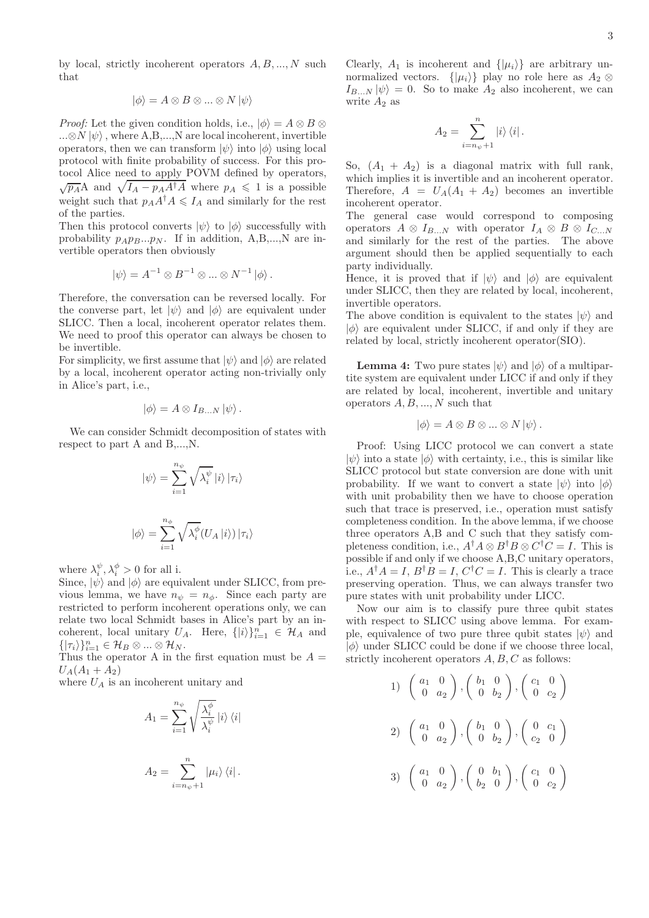by local, strictly incoherent operators $A, B, ..., N$ such that

$$|\phi\rangle = A \otimes B \otimes ... \otimes N \, |\psi\rangle$$

*Proof:* Let the given condition holds, i.e., $|\phi\rangle = A \otimes B \otimes ... \otimes N \, |\psi\rangle$ , where A,B,...,N are local incoherent, invertible operators, then we can transform $|\psi\rangle$ into $|\phi\rangle$ using local protocol with finite probability of success. For this protocol Alice need to apply POVM defined by operators, $\sqrt{p_A}$A and $\sqrt{I_A - p_A A^\dagger A}$ where $p_A \leqslant 1$ is a possible weight such that $p_A A^\dagger A \leqslant I_A$ and similarly for the rest of the parties.

Then this protocol converts $|\psi\rangle$ to $|\phi\rangle$ successfully with probability $p_A p_B ... p_N$. If in addition, A,B,...,N are invertible operators then obviously

$$|\psi\rangle = A^{-1} \otimes B^{-1} \otimes ... \otimes N^{-1} \, |\phi\rangle \, .$$

Therefore, the conversation can be reversed locally. For the converse part, let $|\psi\rangle$ and $|\phi\rangle$ are equivalent under SLICC. Then a local, incoherent operator relates them. We need to proof this operator can always be chosen to be invertible.

For simplicity, we first assume that $|\psi\rangle$ and $|\phi\rangle$ are related by a local, incoherent operator acting non-trivially only in Alice's part, i.e.,

$$|\phi\rangle = A \otimes I_{B...N} \, |\psi\rangle \, .$$

We can consider Schmidt decomposition of states with respect to part A and B,...,N.

$$|\psi\rangle = \sum_{i=1}^{n_\psi} \sqrt{\lambda_i^\psi} \, |i\rangle \, |\tau_i\rangle$$

$$|\phi\rangle = \sum_{i=1}^{n_\phi} \sqrt{\lambda_i^\phi} (U_A \, |i\rangle) \, |\tau_i\rangle$$

where $\lambda_i^\psi, \lambda_i^\phi > 0$ for all i.

Since, $|\psi\rangle$ and $|\phi\rangle$ are equivalent under SLICC, from previous lemma, we have $n_\psi = n_\phi$. Since each party are restricted to perform incoherent operations only, we can relate two local Schmidt bases in Alice's part by an incoherent, local unitary $U_A$. Here, $\{|i\rangle\}_{i=1}^n \in \mathcal{H}_A$ and $\{|\tau_i\rangle\}_{i=1}^n \in \mathcal{H}_B \otimes ... \otimes \mathcal{H}_N$.

Thus the operator A in the first equation must be $A = U_A(A_1 + A_2)$

where $U_A$ is an incoherent unitary and

$$A_1 = \sum_{i=1}^{n_\psi} \sqrt{\frac{\lambda_i^\phi}{\lambda_i^\psi}} \, |i\rangle \, \langle i|$$

$$A_2 = \sum_{i=n_\psi+1}^{n} |\mu_i\rangle \, \langle i| \, .$$

Clearly, $A_1$ is incoherent and $\{|\mu_i\rangle\}$ are arbitrary unnormalized vectors. $\{|\mu_i\rangle\}$ play no role here as $A_2 \otimes I_{B...N} \, |\psi\rangle = 0$. So to make $A_2$ also incoherent, we can write $A_2$ as

$$A_2 = \sum_{i=n_\psi+1}^{n} |i\rangle \, \langle i| \, .$$

So, $(A_1 + A_2)$ is a diagonal matrix with full rank, which implies it is invertible and an incoherent operator. Therefore, $A = U_A(A_1 + A_2)$ becomes an invertible incoherent operator.

The general case would correspond to composing operators $A \otimes I_{B...N}$ with operator $I_A \otimes B \otimes I_{C...N}$ and similarly for the rest of the parties. The above argument should then be applied sequentially to each party individually.

Hence, it is proved that if $|\psi\rangle$ and $|\phi\rangle$ are equivalent under SLICC, then they are related by local, incoherent, invertible operators.

The above condition is equivalent to the states $|\psi\rangle$ and $|\phi\rangle$ are equivalent under SLICC, if and only if they are related by local, strictly incoherent operator(SIO).

**Lemma 4:** Two pure states $|\psi\rangle$ and $|\phi\rangle$ of a multipartite system are equivalent under LICC if and only if they are related by local, incoherent, invertible and unitary operators $A, B, ..., N$ such that

$$|\phi\rangle = A \otimes B \otimes ... \otimes N \, |\psi\rangle \, .$$

Proof: Using LICC protocol we can convert a state $|\psi\rangle$ into a state $|\phi\rangle$ with certainty, i.e., this is similar like SLICC protocol but state conversion are done with unit probability. If we want to convert a state $|\psi\rangle$ into $|\phi\rangle$ with unit probability then we have to choose operation such that trace is preserved, i.e., operation must satisfy completeness condition. In the above lemma, if we choose three operators A,B and C such that they satisfy completeness condition, i.e., $A^\dagger A \otimes B^\dagger B \otimes C^\dagger C = I$. This is possible if and only if we choose A,B,C unitary operators, i.e., $A^\dagger A = I$, $B^\dagger B = I$, $C^\dagger C = I$. This is clearly a trace preserving operation. Thus, we can always transfer two pure states with unit probability under LICC.

Now our aim is to classify pure three qubit states with respect to SLICC using above lemma. For example, equivalence of two pure three qubit states $|\psi\rangle$ and $|\phi\rangle$ under SLICC could be done if we choose three local, strictly incoherent operators $A, B, C$ as follows:

$$1) \; \begin{pmatrix} a_1 & 0 \\ 0 & a_2 \end{pmatrix}, \begin{pmatrix} b_1 & 0 \\ 0 & b_2 \end{pmatrix}, \begin{pmatrix} c_1 & 0 \\ 0 & c_2 \end{pmatrix}$$

$$2) \; \begin{pmatrix} a_1 & 0 \\ 0 & a_2 \end{pmatrix}, \begin{pmatrix} b_1 & 0 \\ 0 & b_2 \end{pmatrix}, \begin{pmatrix} 0 & c_1 \\ c_2 & 0 \end{pmatrix}$$

$$3) \; \begin{pmatrix} a_1 & 0 \\ 0 & a_2 \end{pmatrix}, \begin{pmatrix} 0 & b_1 \\ b_2 & 0 \end{pmatrix}, \begin{pmatrix} c_1 & 0 \\ 0 & c_2 \end{pmatrix}$$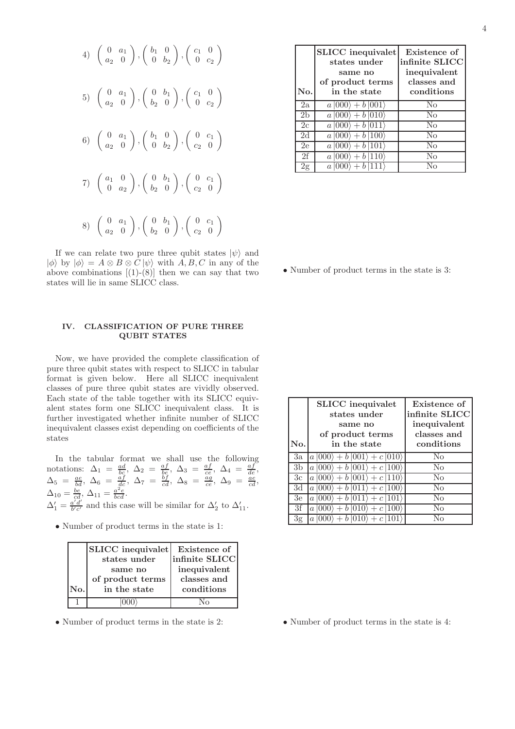4) $\begin{pmatrix} 0 & a_1 \\ a_2 & 0 \end{pmatrix}, \begin{pmatrix} b_1 & 0 \\ 0 & b_2 \end{pmatrix}, \begin{pmatrix} c_1 & 0 \\ 0 & c_2 \end{pmatrix}$

5) $\begin{pmatrix} 0 & a_1 \\ a_2 & 0 \end{pmatrix}, \begin{pmatrix} 0 & b_1 \\ b_2 & 0 \end{pmatrix}, \begin{pmatrix} c_1 & 0 \\ 0 & c_2 \end{pmatrix}$

6) $\begin{pmatrix} 0 & a_1 \\ a_2 & 0 \end{pmatrix}, \begin{pmatrix} b_1 & 0 \\ 0 & b_2 \end{pmatrix}, \begin{pmatrix} 0 & c_1 \\ c_2 & 0 \end{pmatrix}$

7) $\begin{pmatrix} a_1 & 0 \\ 0 & a_2 \end{pmatrix}, \begin{pmatrix} 0 & b_1 \\ b_2 & 0 \end{pmatrix}, \begin{pmatrix} 0 & c_1 \\ c_2 & 0 \end{pmatrix}$

8) $\begin{pmatrix} 0 & a_1 \\ a_2 & 0 \end{pmatrix}, \begin{pmatrix} 0 & b_1 \\ b_2 & 0 \end{pmatrix}, \begin{pmatrix} 0 & c_1 \\ c_2 & 0 \end{pmatrix}$

If we can relate two pure three qubit states $|\psi\rangle$ and $|\phi\rangle$ by $|\phi\rangle = A \otimes B \otimes C |\psi\rangle$ with $A, B, C$ in any of the above combinations [(1)-(8)] then we can say that two states will lie in same SLICC class.

## IV. CLASSIFICATION OF PURE THREE QUBIT STATES

Now, we have provided the complete classification of pure three qubit states with respect to SLICC in tabular format is given below. Here all SLICC inequivalent classes of pure three qubit states are vividly observed. Each state of the table together with its SLICC equivalent states form one SLICC inequivalent class. It is further investigated whether infinite number of SLICC inequivalent classes exist depending on coefficients of the states

In the tabular format we shall use the following notations: $\Delta_1 = \frac{ad}{bc}$, $\Delta_2 = \frac{af}{be}$, $\Delta_3 = \frac{af}{ce}$, $\Delta_4 = \frac{af}{de}$, $\Delta_5 = \frac{ae}{bd}$, $\Delta_6 = \frac{af}{dc}$, $\Delta_7 = \frac{bf}{cd}$, $\Delta_8 = \frac{ag}{ce}$, $\Delta_9 = \frac{ae}{cd}$, $\Delta_{10} = \frac{be}{cd}$, $\Delta_{11} = \frac{a^2e}{bcd}$.
$\Delta_1' = \frac{a'd'}{b'c'}$ and this case will be similar for $\Delta_2'$ to $\Delta_{11}'$.

- Number of product terms in the state is 1:

| No. | SLICC inequivalet states under same no of product terms in the state | Existence of infinite SLICC inequivalent classes and conditions |
|---|---|---|
| 1 | $\|000\rangle$ | No |

- Number of product terms in the state is 2:

| No. | SLICC inequivalet states under same no of product terms in the state | Existence of infinite SLICC inequivalent classes and conditions |
|---|---|---|
| 2a | $a\|000\rangle + b\|001\rangle$ | No |
| 2b | $a\|000\rangle + b\|010\rangle$ | No |
| 2c | $a\|000\rangle + b\|011\rangle$ | No |
| 2d | $a\|000\rangle + b\|100\rangle$ | No |
| 2e | $a\|000\rangle + b\|101\rangle$ | No |
| 2f | $a\|000\rangle + b\|110\rangle$ | No |
| 2g | $a\|000\rangle + b\|111\rangle$ | No |

- Number of product terms in the state is 3:

| No. | SLICC inequivalet states under same no of product terms in the state | Existence of infinite SLICC inequivalent classes and conditions |
|---|---|---|
| 3a | $a\|000\rangle + b\|001\rangle + c\|010\rangle$ | No |
| 3b | $a\|000\rangle + b\|001\rangle + c\|100\rangle$ | No |
| 3c | $a\|000\rangle + b\|001\rangle + c\|110\rangle$ | No |
| 3d | $a\|000\rangle + b\|011\rangle + c\|100\rangle$ | No |
| 3e | $a\|000\rangle + b\|011\rangle + c\|101\rangle$ | No |
| 3f | $a\|000\rangle + b\|010\rangle + c\|100\rangle$ | No |
| 3g | $a\|000\rangle + b\|010\rangle + c\|101\rangle$ | No |

- Number of product terms in the state is 4: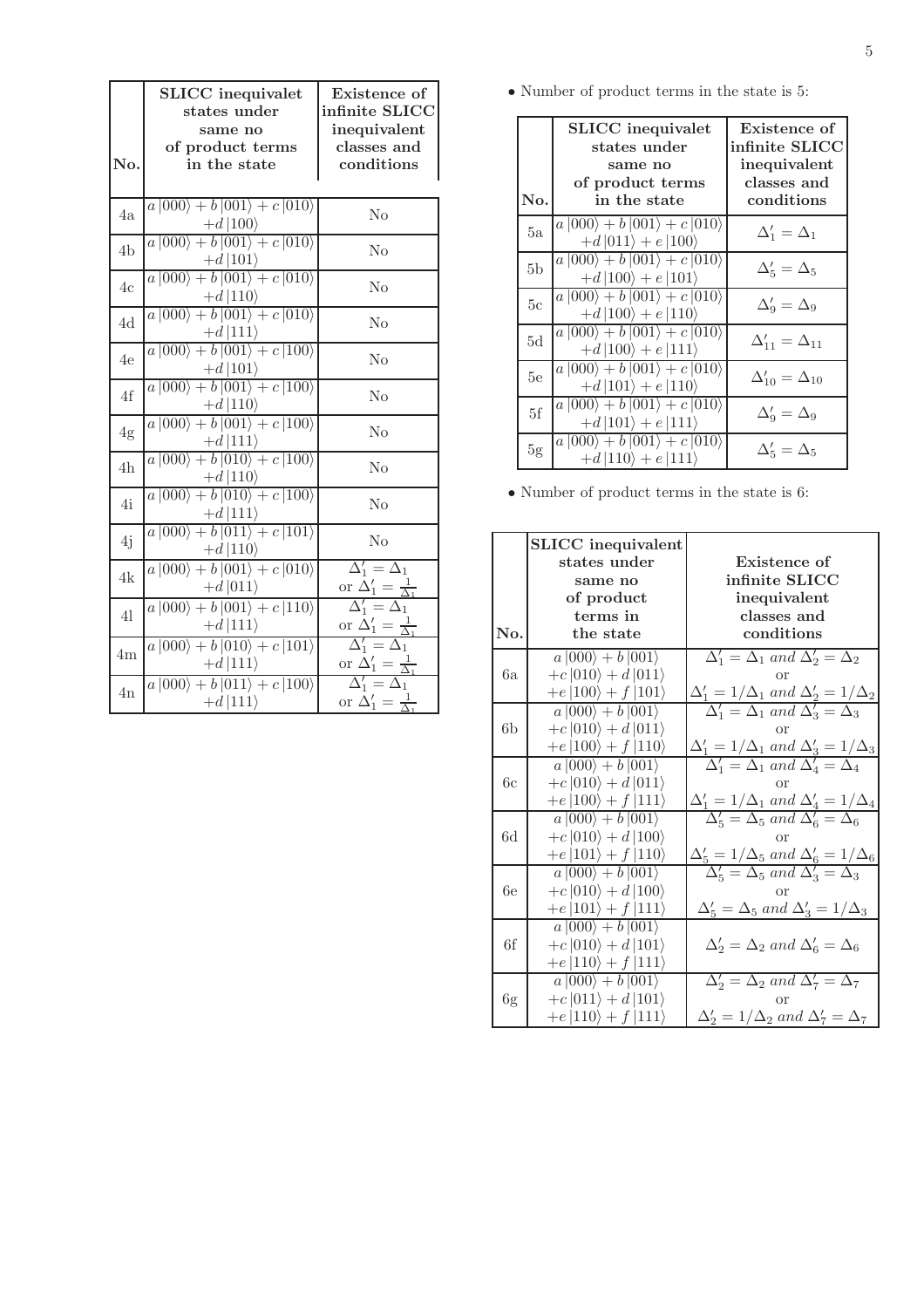| No. | SLICC inequivalet states under same no of product terms in the state | Existence of infinite SLICC inequivalent classes and conditions |
|---|---|---|
| 4a | $a\|000\rangle + b\|001\rangle + c\|010\rangle + d\|100\rangle$ | No |
| 4b | $a\|000\rangle + b\|001\rangle + c\|010\rangle + d\|101\rangle$ | No |
| 4c | $a\|000\rangle + b\|001\rangle + c\|010\rangle + d\|110\rangle$ | No |
| 4d | $a\|000\rangle + b\|001\rangle + c\|010\rangle + d\|111\rangle$ | No |
| 4e | $a\|000\rangle + b\|001\rangle + c\|100\rangle + d\|101\rangle$ | No |
| 4f | $a\|000\rangle + b\|001\rangle + c\|100\rangle + d\|110\rangle$ | No |
| 4g | $a\|000\rangle + b\|001\rangle + c\|100\rangle + d\|111\rangle$ | No |
| 4h | $a\|000\rangle + b\|010\rangle + c\|100\rangle + d\|110\rangle$ | No |
| 4i | $a\|000\rangle + b\|010\rangle + c\|100\rangle + d\|111\rangle$ | No |
| 4j | $a\|000\rangle + b\|011\rangle + c\|101\rangle + d\|110\rangle$ | No |
| 4k | $a\|000\rangle + b\|001\rangle + c\|010\rangle + d\|011\rangle$ | $\Delta_1' = \Delta_1$ or $\Delta_1' = \frac{1}{\Delta_1}$ |
| 4l | $a\|000\rangle + b\|001\rangle + c\|110\rangle + d\|111\rangle$ | $\Delta_1' = \Delta_1$ or $\Delta_1' = \frac{1}{\Delta_1}$ |
| 4m | $a\|000\rangle + b\|010\rangle + c\|101\rangle + d\|111\rangle$ | $\Delta_1' = \Delta_1$ or $\Delta_1' = \frac{1}{\Delta_1}$ |
| 4n | $a\|000\rangle + b\|011\rangle + c\|100\rangle + d\|111\rangle$ | $\Delta_1' = \Delta_1$ or $\Delta_1' = \frac{1}{\Delta_1}$ |

- Number of product terms in the state is 5:

| No. | SLICC inequivalet states under same no of product terms in the state | Existence of infinite SLICC inequivalent classes and conditions |
|---|---|---|
| 5a | $a\|000\rangle + b\|001\rangle + c\|010\rangle + d\|011\rangle + e\|100\rangle$ | $\Delta_1' = \Delta_1$ |
| 5b | $a\|000\rangle + b\|001\rangle + c\|010\rangle + d\|100\rangle + e\|101\rangle$ | $\Delta_5' = \Delta_5$ |
| 5c | $a\|000\rangle + b\|001\rangle + c\|010\rangle + d\|100\rangle + e\|110\rangle$ | $\Delta_9' = \Delta_9$ |
| 5d | $a\|000\rangle + b\|001\rangle + c\|010\rangle + d\|100\rangle + e\|111\rangle$ | $\Delta_{11}' = \Delta_{11}$ |
| 5e | $a\|000\rangle + b\|001\rangle + c\|010\rangle + d\|101\rangle + e\|110\rangle$ | $\Delta_{10}' = \Delta_{10}$ |
| 5f | $a\|000\rangle + b\|001\rangle + c\|010\rangle + d\|101\rangle + e\|111\rangle$ | $\Delta_9' = \Delta_9$ |
| 5g | $a\|000\rangle + b\|001\rangle + c\|010\rangle + d\|110\rangle + e\|111\rangle$ | $\Delta_5' = \Delta_5$ |

- Number of product terms in the state is 6:

| No. | SLICC inequivalent states under same no of product terms in the state | Existence of infinite SLICC inequivalent classes and conditions |
|---|---|---|
| 6a | $a\|000\rangle + b\|001\rangle + c\|010\rangle + d\|011\rangle + e\|100\rangle + f\|101\rangle$ | $\Delta_1' = \Delta_1$ *and* $\Delta_2' = \Delta_2$ or $\Delta_1' = 1/\Delta_1$ *and* $\Delta_2' = 1/\Delta_2$ |
| 6b | $a\|000\rangle + b\|001\rangle + c\|010\rangle + d\|011\rangle + e\|100\rangle + f\|110\rangle$ | $\Delta_1' = \Delta_1$ *and* $\Delta_3' = \Delta_3$ or $\Delta_1' = 1/\Delta_1$ *and* $\Delta_3' = 1/\Delta_3$ |
| 6c | $a\|000\rangle + b\|001\rangle + c\|010\rangle + d\|011\rangle + e\|100\rangle + f\|111\rangle$ | $\Delta_1' = \Delta_1$ *and* $\Delta_4' = \Delta_4$ or $\Delta_1' = 1/\Delta_1$ *and* $\Delta_4' = 1/\Delta_4$ |
| 6d | $a\|000\rangle + b\|001\rangle + c\|010\rangle + d\|100\rangle + e\|101\rangle + f\|110\rangle$ | $\Delta_5' = \Delta_5$ *and* $\Delta_6' = \Delta_6$ or $\Delta_5' = 1/\Delta_5$ *and* $\Delta_6' = 1/\Delta_6$ |
| 6e | $a\|000\rangle + b\|001\rangle + c\|010\rangle + d\|100\rangle + e\|101\rangle + f\|111\rangle$ | $\Delta_5' = \Delta_5$ *and* $\Delta_3' = \Delta_3$ or $\Delta_5' = \Delta_5$ *and* $\Delta_3' = 1/\Delta_3$ |
| 6f | $a\|000\rangle + b\|001\rangle + c\|010\rangle + d\|101\rangle + e\|110\rangle + f\|111\rangle$ | $\Delta_2' = \Delta_2$ *and* $\Delta_6' = \Delta_6$ |
| 6g | $a\|000\rangle + b\|001\rangle + c\|011\rangle + d\|101\rangle + e\|110\rangle + f\|111\rangle$ | $\Delta_2' = \Delta_2$ *and* $\Delta_7' = \Delta_7$ or $\Delta_2' = 1/\Delta_2$ *and* $\Delta_7' = \Delta_7$ |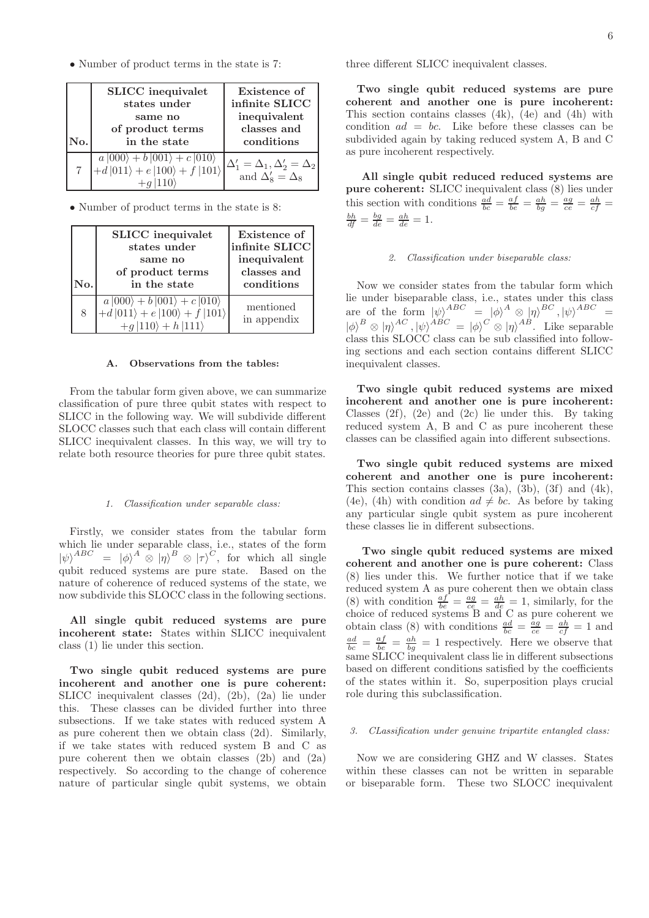• Number of product terms in the state is 7:

| No. | SLICC inequivalet states under same no of product terms in the state | Existence of infinite SLICC inequivalent classes and conditions |
| --- | --- | --- |
| 7 | $a\|000\rangle + b\|001\rangle + c\|010\rangle$ $+d\|011\rangle + e\|100\rangle + f\|101\rangle$ $+g\|110\rangle$ | $\Delta_1' = \Delta_1, \Delta_2' = \Delta_2$ and $\Delta_8' = \Delta_8$ |

• Number of product terms in the state is 8:

| No. | SLICC inequivalet states under same no of product terms in the state | Existence of infinite SLICC inequivalent classes and conditions |
| --- | --- | --- |
| 8 | $a\|000\rangle + b\|001\rangle + c\|010\rangle$ $+d\|011\rangle + e\|100\rangle + f\|101\rangle$ $+g\|110\rangle + h\|111\rangle$ | mentioned in appendix |

### A. Observations from the tables:

From the tabular form given above, we can summarize classification of pure three qubit states with respect to SLICC in the following way. We will subdivide different SLOCC classes such that each class will contain different SLICC inequivalent classes. In this way, we will try to relate both resource theories for pure three qubit states.

#### 1. Classification under separable class:

Firstly, we consider states from the tabular form which lie under separable class, i.e., states of the form $|\psi\rangle^{ABC} = |\phi\rangle^{A} \otimes |\eta\rangle^{B} \otimes |\tau\rangle^{C}$, for which all single qubit reduced systems are pure state. Based on the nature of coherence of reduced systems of the state, we now subdivide this SLOCC class in the following sections.

**All single qubit reduced systems are pure incoherent state:** States within SLICC inequivalent class (1) lie under this section.

**Two single qubit reduced systems are pure incoherent and another one is pure coherent:** SLICC inequivalent classes (2d), (2b), (2a) lie under this. These classes can be divided further into three subsections. If we take states with reduced system A as pure coherent then we obtain class (2d). Similarly, if we take states with reduced system B and C as pure coherent then we obtain classes (2b) and (2a) respectively. So according to the change of coherence nature of particular single qubit systems, we obtain three different SLICC inequivalent classes.

**Two single qubit reduced systems are pure coherent and another one is pure incoherent:** This section contains classes (4k), (4e) and (4h) with condition $ad = bc$. Like before these classes can be subdivided again by taking reduced system A, B and C as pure incoherent respectively.

**All single qubit reduced reduced systems are pure coherent:** SLICC inequivalent class (8) lies under this section with conditions $\frac{ad}{bc} = \frac{af}{be} = \frac{ah}{bg} = \frac{ag}{ce} = \frac{ah}{cf} = \frac{bh}{df} = \frac{bg}{de} = \frac{ah}{de} = 1$.

#### 2. Classification under biseparable class:

Now we consider states from the tabular form which lie under biseparable class, i.e., states under this class are of the form $|\psi\rangle^{ABC} = |\phi\rangle^{A} \otimes |\eta\rangle^{BC}, |\psi\rangle^{ABC} = |\phi\rangle^{B} \otimes |\eta\rangle^{AC}, |\psi\rangle^{ABC} = |\phi\rangle^{C} \otimes |\eta\rangle^{AB}$. Like separable class this SLOCC class can be sub classified into following sections and each section contains different SLICC inequivalent classes.

**Two single qubit reduced systems are mixed incoherent and another one is pure incoherent:** Classes (2f), (2e) and (2c) lie under this. By taking reduced system A, B and C as pure incoherent these classes can be classified again into different subsections.

**Two single qubit reduced systems are mixed coherent and another one is pure incoherent:** This section contains classes (3a), (3b), (3f) and (4k), (4e), (4h) with condition $ad \neq bc$. As before by taking any particular single qubit system as pure incoherent these classes lie in different subsections.

**Two single qubit reduced systems are mixed coherent and another one is pure coherent:** Class (8) lies under this. We further notice that if we take reduced system A as pure coherent then we obtain class (8) with condition $\frac{af}{be} = \frac{ag}{ce} = \frac{ah}{de} = 1$, similarly, for the choice of reduced systems B and C as pure coherent we obtain class (8) with conditions $\frac{ad}{bc} = \frac{ag}{ce} = \frac{ah}{cf} = 1$ and $\frac{ad}{bc} = \frac{af}{be} = \frac{ah}{bg} = 1$ respectively. Here we observe that same SLICC inequivalent class lie in different subsections based on different conditions satisfied by the coefficients of the states within it. So, superposition plays crucial role during this subclassification.

#### 3. CLassification under genuine tripartite entangled class:

Now we are considering GHZ and W classes. States within these classes can not be written in separable or biseparable form. These two SLOCC inequivalent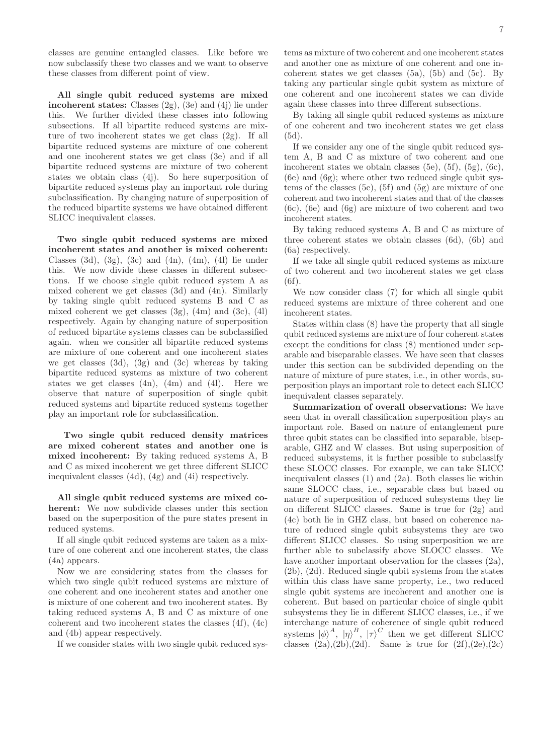classes are genuine entangled classes. Like before we now subclassify these two classes and we want to observe these classes from different point of view.

**All single qubit reduced systems are mixed incoherent states:** Classes (2g), (3e) and (4j) lie under this. We further divided these classes into following subsections. If all bipartite reduced systems are mixture of two incoherent states we get class (2g). If all bipartite reduced systems are mixture of one coherent and one incoherent states we get class (3e) and if all bipartite reduced systems are mixture of two coherent states we obtain class (4j). So here superposition of bipartite reduced systems play an important role during subclassification. By changing nature of superposition of the reduced bipartite systems we have obtained different SLICC inequivalent classes.

**Two single qubit reduced systems are mixed incoherent states and another is mixed coherent:** Classes (3d), (3g), (3c) and (4n), (4m), (4l) lie under this. We now divide these classes in different subsections. If we choose single qubit reduced system A as mixed coherent we get classes (3d) and (4n). Similarly by taking single qubit reduced systems B and C as mixed coherent we get classes (3g), (4m) and (3c), (4l) respectively. Again by changing nature of superposition of reduced bipartite systems classes can be subclassified again. when we consider all bipartite reduced systems are mixture of one coherent and one incoherent states we get classes (3d), (3g) and (3c) whereas by taking bipartite reduced systems as mixture of two coherent states we get classes (4n), (4m) and (4l). Here we observe that nature of superposition of single qubit reduced systems and bipartite reduced systems together play an important role for subclassification.

**Two single qubit reduced density matrices are mixed coherent states and another one is mixed incoherent:** By taking reduced systems A, B and C as mixed incoherent we get three different SLICC inequivalent classes (4d), (4g) and (4i) respectively.

**All single qubit reduced systems are mixed coherent:** We now subdivide classes under this section based on the superposition of the pure states present in reduced systems.

If all single qubit reduced systems are taken as a mixture of one coherent and one incoherent states, the class (4a) appears.

Now we are considering states from the classes for which two single qubit reduced systems are mixture of one coherent and one incoherent states and another one is mixture of one coherent and two incoherent states. By taking reduced systems A, B and C as mixture of one coherent and two incoherent states the classes (4f), (4c) and (4b) appear respectively.

If we consider states with two single qubit reduced systems as mixture of two coherent and one incoherent states and another one as mixture of one coherent and one incoherent states we get classes (5a), (5b) and (5c). By taking any particular single qubit system as mixture of one coherent and one incoherent states we can divide again these classes into three different subsections.

By taking all single qubit reduced systems as mixture of one coherent and two incoherent states we get class (5d).

If we consider any one of the single qubit reduced system A, B and C as mixture of two coherent and one incoherent states we obtain classes (5e), (5f), (5g), (6c), (6e) and (6g); where other two reduced single qubit systems of the classes (5e), (5f) and (5g) are mixture of one coherent and two incoherent states and that of the classes (6c), (6e) and (6g) are mixture of two coherent and two incoherent states.

By taking reduced systems A, B and C as mixture of three coherent states we obtain classes (6d), (6b) and (6a) respectively.

If we take all single qubit reduced systems as mixture of two coherent and two incoherent states we get class (6f).

We now consider class (7) for which all single qubit reduced systems are mixture of three coherent and one incoherent states.

States within class (8) have the property that all single qubit reduced systems are mixture of four coherent states except the conditions for class (8) mentioned under separable and biseparable classes. We have seen that classes under this section can be subdivided depending on the nature of mixture of pure states, i.e., in other words, superposition plays an important role to detect each SLICC inequivalent classes separately.

**Summarization of overall observations:** We have seen that in overall classification superposition plays an important role. Based on nature of entanglement pure three qubit states can be classified into separable, biseparable, GHZ and W classes. But using superposition of reduced subsystems, it is further possible to subclassify these SLOCC classes. For example, we can take SLICC inequivalent classes (1) and (2a). Both classes lie within same SLOCC class, i.e., separable class but based on nature of superposition of reduced subsystems they lie on different SLICC classes. Same is true for (2g) and (4c) both lie in GHZ class, but based on coherence nature of reduced single qubit subsystems they are two different SLICC classes. So using superposition we are further able to subclassify above SLOCC classes. We have another important observation for the classes (2a), (2b), (2d). Reduced single qubit systems from the states within this class have same property, i.e., two reduced single qubit systems are incoherent and another one is coherent. But based on particular choice of single qubit subsystems they lie in different SLICC classes, i.e., if we interchange nature of coherence of single qubit reduced systems $|\phi\rangle^A$, $|\eta\rangle^B$, $|\tau\rangle^C$ then we get different SLICC classes (2a),(2b),(2d). Same is true for (2f),(2e),(2c)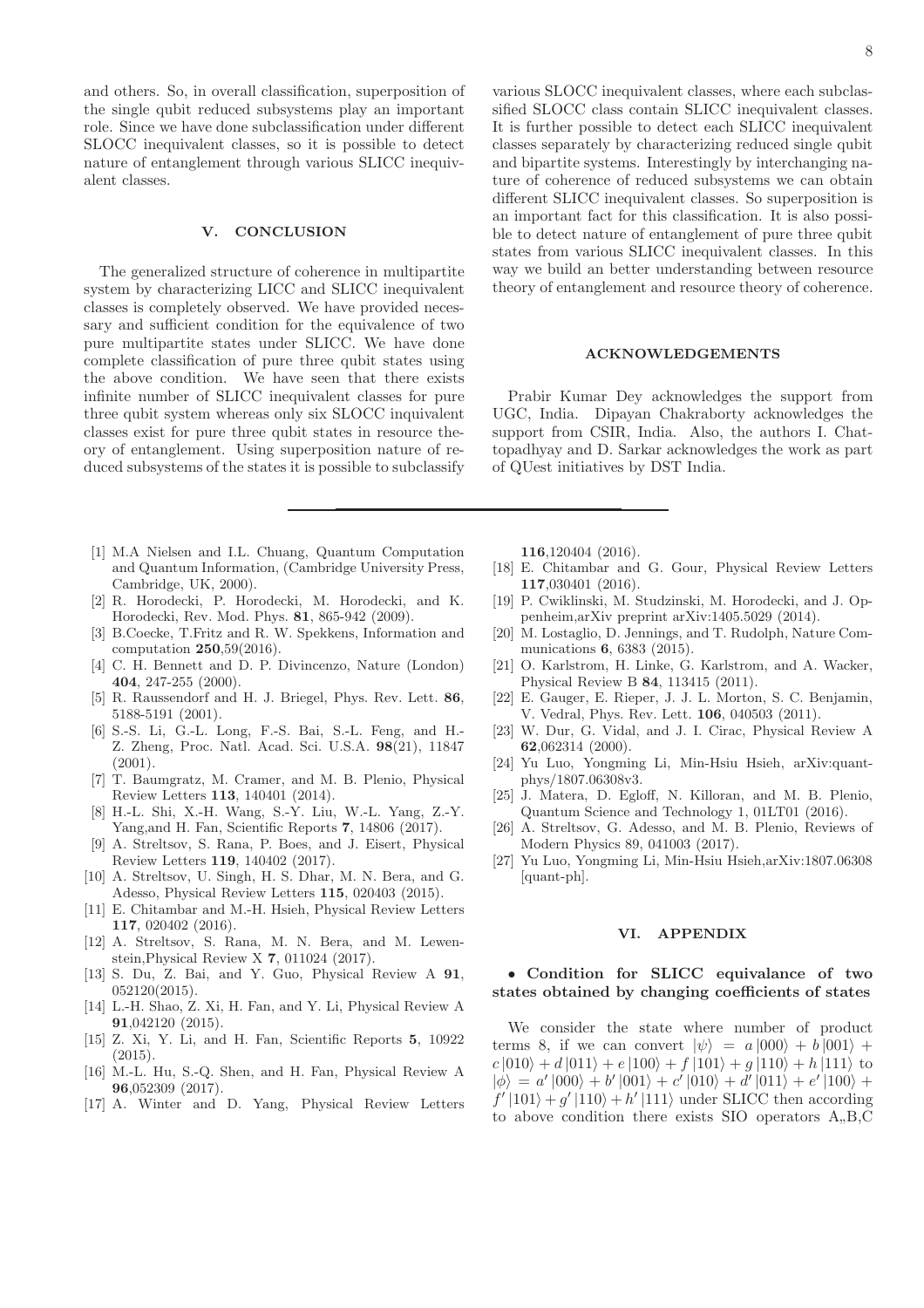and others. So, in overall classification, superposition of the single qubit reduced subsystems play an important role. Since we have done subclassification under different SLOCC inequivalent classes, so it is possible to detect nature of entanglement through various SLICC inequivalent classes.

## V. CONCLUSION

The generalized structure of coherence in multipartite system by characterizing LICC and SLICC inequivalent classes is completely observed. We have provided necessary and sufficient condition for the equivalence of two pure multipartite states under SLICC. We have done complete classification of pure three qubit states using the above condition. We have seen that there exists infinite number of SLICC inequivalent classes for pure three qubit system whereas only six SLOCC inequivalent classes exist for pure three qubit states in resource theory of entanglement. Using superposition nature of reduced subsystems of the states it is possible to subclassify various SLOCC inequivalent classes, where each subclassified SLOCC class contain SLICC inequivalent classes. It is further possible to detect each SLICC inequivalent classes separately by characterizing reduced single qubit and bipartite systems. Interestingly by interchanging nature of coherence of reduced subsystems we can obtain different SLICC inequivalent classes. So superposition is an important fact for this classification. It is also possible to detect nature of entanglement of pure three qubit states from various SLICC inequivalent classes. In this way we build an better understanding between resource theory of entanglement and resource theory of coherence.

## ACKNOWLEDGEMENTS

Prabir Kumar Dey acknowledges the support from UGC, India. Dipayan Chakraborty acknowledges the support from CSIR, India. Also, the authors I. Chattopadhyay and D. Sarkar acknowledges the work as part of QUest initiatives by DST India.

---

[1] M.A Nielsen and I.L. Chuang, Quantum Computation and Quantum Information, (Cambridge University Press, Cambridge, UK, 2000).

[2] R. Horodecki, P. Horodecki, M. Horodecki, and K. Horodecki, Rev. Mod. Phys. **81**, 865-942 (2009).

[3] B.Coecke, T.Fritz and R. W. Spekkens, Information and computation **250**,59(2016).

[4] C. H. Bennett and D. P. Divincenzo, Nature (London) **404**, 247-255 (2000).

[5] R. Raussendorf and H. J. Briegel, Phys. Rev. Lett. **86**, 5188-5191 (2001).

[6] S.-S. Li, G.-L. Long, F.-S. Bai, S.-L. Feng, and H.-Z. Zheng, Proc. Natl. Acad. Sci. U.S.A. **98**(21), 11847 (2001).

[7] T. Baumgratz, M. Cramer, and M. B. Plenio, Physical Review Letters **113**, 140401 (2014).

[8] H.-L. Shi, X.-H. Wang, S.-Y. Liu, W.-L. Yang, Z.-Y. Yang,and H. Fan, Scientific Reports **7**, 14806 (2017).

[9] A. Streltsov, S. Rana, P. Boes, and J. Eisert, Physical Review Letters **119**, 140402 (2017).

[10] A. Streltsov, U. Singh, H. S. Dhar, M. N. Bera, and G. Adesso, Physical Review Letters **115**, 020403 (2015).

[11] E. Chitambar and M.-H. Hsieh, Physical Review Letters **117**, 020402 (2016).

[12] A. Streltsov, S. Rana, M. N. Bera, and M. Lewenstein,Physical Review X **7**, 011024 (2017).

[13] S. Du, Z. Bai, and Y. Guo, Physical Review A **91**, 052120(2015).

[14] L.-H. Shao, Z. Xi, H. Fan, and Y. Li, Physical Review A **91**,042120 (2015).

[15] Z. Xi, Y. Li, and H. Fan, Scientific Reports **5**, 10922 (2015).

[16] M.-L. Hu, S.-Q. Shen, and H. Fan, Physical Review A **96**,052309 (2017).

[17] A. Winter and D. Yang, Physical Review Letters **116**,120404 (2016).

[18] E. Chitambar and G. Gour, Physical Review Letters **117**,030401 (2016).

[19] P. Cwiklinski, M. Studzinski, M. Horodecki, and J. Oppenheim,arXiv preprint arXiv:1405.5029 (2014).

[20] M. Lostaglio, D. Jennings, and T. Rudolph, Nature Communications **6**, 6383 (2015).

[21] O. Karlstrom, H. Linke, G. Karlstrom, and A. Wacker, Physical Review B **84**, 113415 (2011).

[22] E. Gauger, E. Rieper, J. J. L. Morton, S. C. Benjamin, V. Vedral, Phys. Rev. Lett. **106**, 040503 (2011).

[23] W. Dur, G. Vidal, and J. I. Cirac, Physical Review A **62**,062314 (2000).

[24] Yu Luo, Yongming Li, Min-Hsiu Hsieh, arXiv:quant-phys/1807.06308v3.

[25] J. Matera, D. Egloff, N. Killoran, and M. B. Plenio, Quantum Science and Technology 1, 01LT01 (2016).

[26] A. Streltsov, G. Adesso, and M. B. Plenio, Reviews of Modern Physics 89, 041003 (2017).

[27] Yu Luo, Yongming Li, Min-Hsiu Hsieh,arXiv:1807.06308 [quant-ph].

## VI. APPENDIX

### • Condition for SLICC equivalance of two states obtained by changing coefficients of states

We consider the state where number of product terms 8, if we can convert $|\psi\rangle = a|000\rangle + b|001\rangle + c|010\rangle + d|011\rangle + e|100\rangle + f|101\rangle + g|110\rangle + h|111\rangle$ to $|\phi\rangle = a'|000\rangle + b'|001\rangle + c'|010\rangle + d'|011\rangle + e'|100\rangle + f'|101\rangle + g'|110\rangle + h'|111\rangle$ under SLICC then according to above condition there exists SIO operators A,,B,C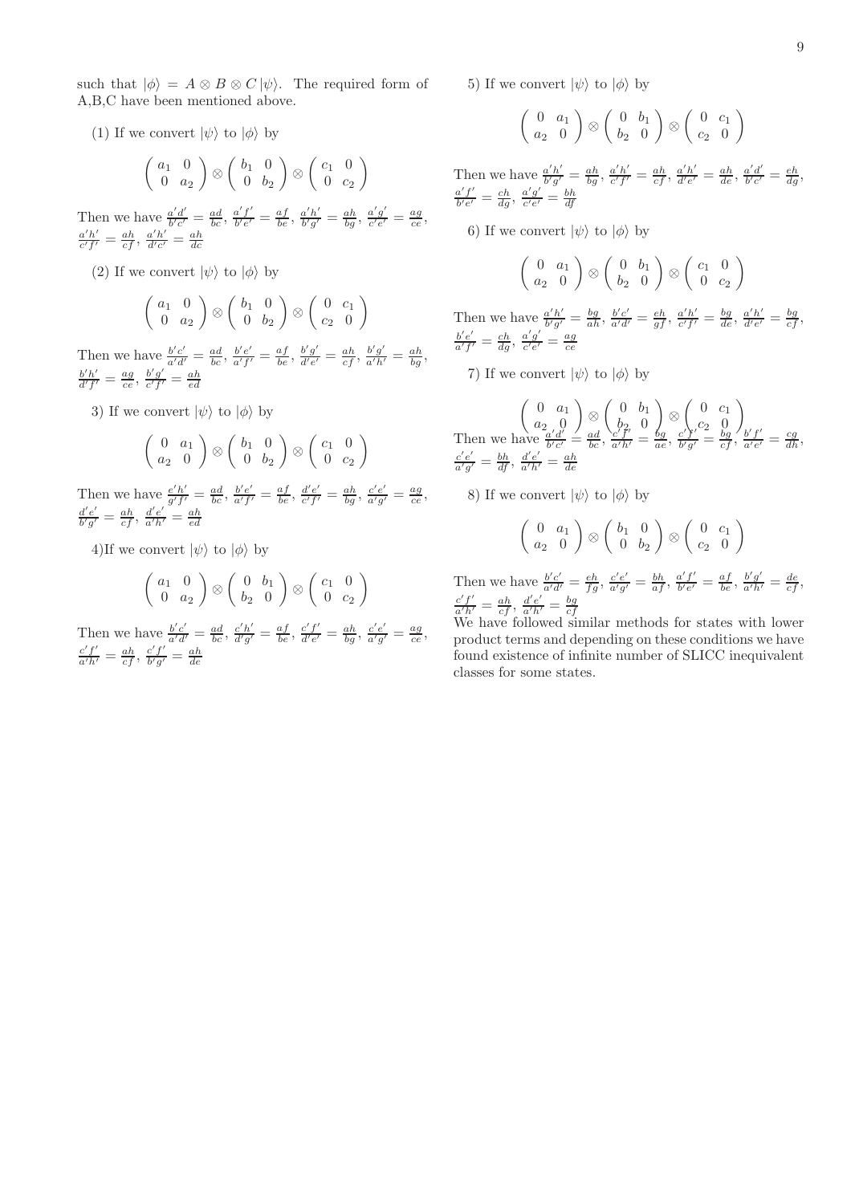such that $|\phi\rangle = A \otimes B \otimes C\,|\psi\rangle$. The required form of A,B,C have been mentioned above.

(1) If we convert $|\psi\rangle$ to $|\phi\rangle$ by

$$\begin{pmatrix} a_1 & 0 \\ 0 & a_2 \end{pmatrix} \otimes \begin{pmatrix} b_1 & 0 \\ 0 & b_2 \end{pmatrix} \otimes \begin{pmatrix} c_1 & 0 \\ 0 & c_2 \end{pmatrix}$$

Then we have $\frac{a'd'}{b'c'} = \frac{ad}{bc}$, $\frac{a'f'}{b'e'} = \frac{af}{be}$, $\frac{a'h'}{b'g'} = \frac{ah}{bg}$, $\frac{a'g'}{c'e'} = \frac{ag}{ce}$, $\frac{a'h'}{c'f'} = \frac{ah}{cf}$, $\frac{a'h'}{d'c'} = \frac{ah}{dc}$

(2) If we convert $|\psi\rangle$ to $|\phi\rangle$ by

$$\begin{pmatrix} a_1 & 0 \\ 0 & a_2 \end{pmatrix} \otimes \begin{pmatrix} b_1 & 0 \\ 0 & b_2 \end{pmatrix} \otimes \begin{pmatrix} 0 & c_1 \\ c_2 & 0 \end{pmatrix}$$

Then we have $\frac{b'c'}{a'd'} = \frac{ad}{bc}$, $\frac{b'e'}{a'f'} = \frac{af}{be}$, $\frac{b'g'}{d'e'} = \frac{ah}{cf}$, $\frac{b'g'}{a'h'} = \frac{ah}{bg}$, $\frac{b'h'}{d'f'} = \frac{ag}{ce}$, $\frac{b'g'}{c'f'} = \frac{ah}{ed}$

3) If we convert $|\psi\rangle$ to $|\phi\rangle$ by

$$\begin{pmatrix} 0 & a_1 \\ a_2 & 0 \end{pmatrix} \otimes \begin{pmatrix} b_1 & 0 \\ 0 & b_2 \end{pmatrix} \otimes \begin{pmatrix} c_1 & 0 \\ 0 & c_2 \end{pmatrix}$$

Then we have $\frac{e'h'}{g'f'} = \frac{ad}{bc}$, $\frac{b'e'}{a'f'} = \frac{af}{be}$, $\frac{d'e'}{c'f'} = \frac{ah}{bg}$, $\frac{c'e'}{a'g'} = \frac{ag}{ce}$, $\frac{d'e'}{b'g'} = \frac{ah}{cf}$, $\frac{d'e'}{a'h'} = \frac{ah}{ed}$

4)If we convert $|\psi\rangle$ to $|\phi\rangle$ by

$$\begin{pmatrix} a_1 & 0 \\ 0 & a_2 \end{pmatrix} \otimes \begin{pmatrix} 0 & b_1 \\ b_2 & 0 \end{pmatrix} \otimes \begin{pmatrix} c_1 & 0 \\ 0 & c_2 \end{pmatrix}$$

Then we have $\frac{b'c'}{a'd'} = \frac{ad}{bc}$, $\frac{c'h'}{d'g'} = \frac{af}{be}$, $\frac{c'f'}{d'e'} = \frac{ah}{bg}$, $\frac{c'e'}{a'g'} = \frac{ag}{ce}$, $\frac{c'f'}{a'h'} = \frac{ah}{cf}$, $\frac{c'f'}{b'g'} = \frac{ah}{de}$

5) If we convert $|\psi\rangle$ to $|\phi\rangle$ by

$$\begin{pmatrix} 0 & a_1 \\ a_2 & 0 \end{pmatrix} \otimes \begin{pmatrix} 0 & b_1 \\ b_2 & 0 \end{pmatrix} \otimes \begin{pmatrix} 0 & c_1 \\ c_2 & 0 \end{pmatrix}$$

Then we have $\frac{a'h'}{b'g'} = \frac{ah}{bg}$, $\frac{a'h'}{c'f'} = \frac{ah}{cf}$, $\frac{a'h'}{d'e'} = \frac{ah}{de}$, $\frac{a'd'}{b'c'} = \frac{eh}{dg}$, $\frac{a'f'}{b'e'} = \frac{ch}{dg}$, $\frac{a'g'}{c'e'} = \frac{bh}{df}$

6) If we convert $|\psi\rangle$ to $|\phi\rangle$ by

$$\begin{pmatrix} 0 & a_1 \\ a_2 & 0 \end{pmatrix} \otimes \begin{pmatrix} 0 & b_1 \\ b_2 & 0 \end{pmatrix} \otimes \begin{pmatrix} c_1 & 0 \\ 0 & c_2 \end{pmatrix}$$

Then we have $\frac{a'h'}{b'g'} = \frac{bg}{ah}$, $\frac{b'c'}{a'd'} = \frac{eh}{gf}$, $\frac{a'h'}{c'f'} = \frac{bg}{de}$, $\frac{a'h'}{d'e'} = \frac{bg}{cf}$, $\frac{b'e'}{a'f'} = \frac{ch}{dg}$, $\frac{a'g'}{c'e'} = \frac{ag}{ce}$

7) If we convert $|\psi\rangle$ to $|\phi\rangle$ by

$$\begin{pmatrix} 0 & a_1 \\ a_2 & 0 \end{pmatrix} \otimes \begin{pmatrix} 0 & b_1 \\ b_2 & 0 \end{pmatrix} \otimes \begin{pmatrix} 0 & c_1 \\ c_2 & 0 \end{pmatrix}$$

Then we have $\frac{a'd'}{b'c'} = \frac{ad}{bc}$, $\frac{c'f'}{a'h'} = \frac{bg}{ae}$, $\frac{c'f'}{b'g'} = \frac{bg}{cf}$, $\frac{b'f'}{a'e'} = \frac{cg}{dh}$, $\frac{c'e'}{a'g'} = \frac{bh}{df}$, $\frac{d'e'}{a'h'} = \frac{ah}{de}$

8) If we convert $|\psi\rangle$ to $|\phi\rangle$ by

$$\begin{pmatrix} 0 & a_1 \\ a_2 & 0 \end{pmatrix} \otimes \begin{pmatrix} b_1 & 0 \\ 0 & b_2 \end{pmatrix} \otimes \begin{pmatrix} 0 & c_1 \\ c_2 & 0 \end{pmatrix}$$

Then we have $\frac{b'c'}{a'd'} = \frac{eh}{fg}$, $\frac{c'e'}{a'g'} = \frac{bh}{af}$, $\frac{a'f'}{b'e'} = \frac{af}{be}$, $\frac{b'g'}{a'h'} = \frac{de}{cf}$, $\frac{c'f'}{a'h'} = \frac{ah}{cf}$, $\frac{d'e'}{a'h'} = \frac{bg}{cf}$

We have followed similar methods for states with lower product terms and depending on these conditions we have found existence of infinite number of SLICC inequivalent classes for some states.